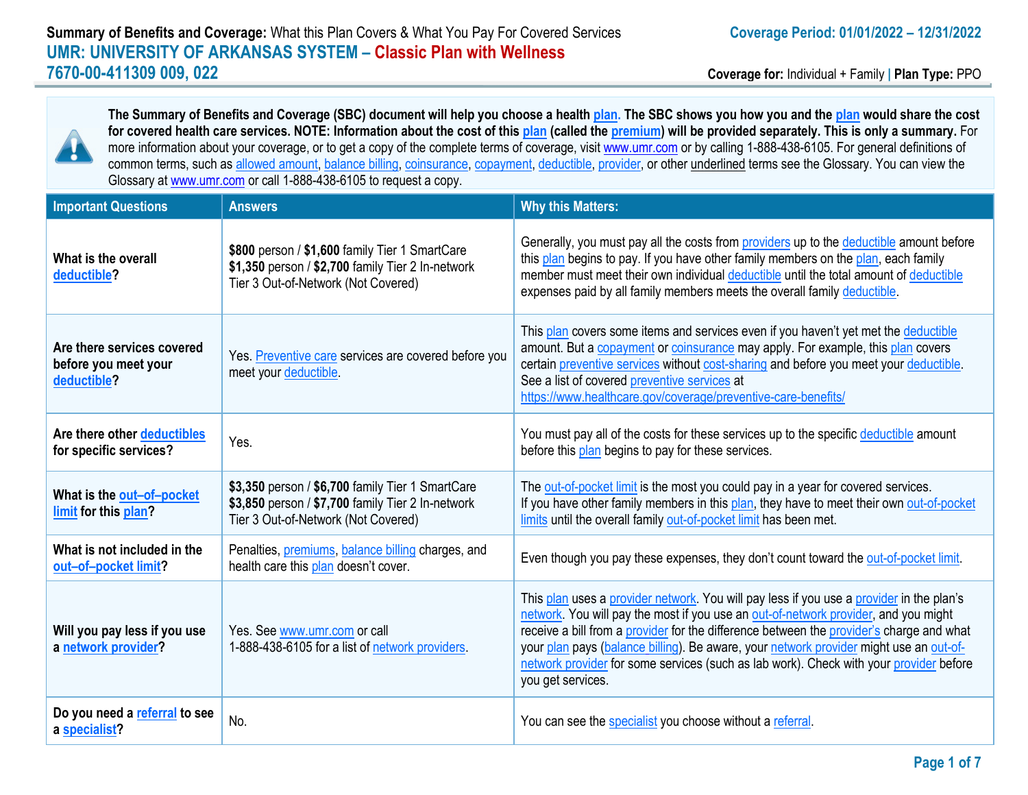**Summary of Benefits and Coverage:** What this Plan Covers & What You Pay For Covered Services

**Coverage Period: 01/01/2022 – 12/31/2022**

# UMR: UNIVERSITY OF ARKANSAS SYSTEM – Classic Plan with Wellness

## 7670-00-411309 009, 022

**Coverage for:** Individual + Family | **Plan Type:** PPO

**The Summary of Benefits and Coverage (SBC) document will help you choose a health plan. The SBC shows you how you and the plan would share the cost for covered health care services. NOTE: Information about the cost of this plan (called the premium) will be provided separately. This is only a summary.** For more information about your coverage, or to get a copy of the complete terms of coverage, visit www.umr.com or by calling 1-888-438-6105. For general definitions of common terms, such as allowed amount, balance billing, coinsurance, copayment, deductible, provider, or other underlined terms see the Glossary. You can view the Glossary at www.umr.com or call 1-888-438-6105 to request a copy.

| Important Questions | Answers | Why this Matters: |
|---|---|---|
| **What is the overall deductible?** | **$800** person / **$1,600** family Tier 1 SmartCare<br>**$1,350** person / **$2,700** family Tier 2 In-network<br>Tier 3 Out-of-Network (Not Covered) | Generally, you must pay all the costs from providers up to the deductible amount before this plan begins to pay. If you have other family members on the plan, each family member must meet their own individual deductible until the total amount of deductible expenses paid by all family members meets the overall family deductible. |
| **Are there services covered before you meet your deductible?** | Yes. Preventive care services are covered before you meet your deductible. | This plan covers some items and services even if you haven't yet met the deductible amount. But a copayment or coinsurance may apply. For example, this plan covers certain preventive services without cost-sharing and before you meet your deductible. See a list of covered preventive services at https://www.healthcare.gov/coverage/preventive-care-benefits/ |
| **Are there other deductibles for specific services?** | Yes. | You must pay all of the costs for these services up to the specific deductible amount before this plan begins to pay for these services. |
| **What is the out-of-pocket limit for this plan?** | **$3,350** person / **$6,700** family Tier 1 SmartCare<br>**$3,850** person / **$7,700** family Tier 2 In-network<br>Tier 3 Out-of-Network (Not Covered) | The out-of-pocket limit is the most you could pay in a year for covered services. If you have other family members in this plan, they have to meet their own out-of-pocket limits until the overall family out-of-pocket limit has been met. |
| **What is not included in the out-of-pocket limit?** | Penalties, premiums, balance billing charges, and health care this plan doesn't cover. | Even though you pay these expenses, they don't count toward the out-of-pocket limit. |
| **Will you pay less if you use a network provider?** | Yes. See www.umr.com or call 1-888-438-6105 for a list of network providers. | This plan uses a provider network. You will pay less if you use a provider in the plan's network. You will pay the most if you use an out-of-network provider, and you might receive a bill from a provider for the difference between the provider's charge and what your plan pays (balance billing). Be aware, your network provider might use an out-of-network provider for some services (such as lab work). Check with your provider before you get services. |
| **Do you need a referral to see a specialist?** | No. | You can see the specialist you choose without a referral. |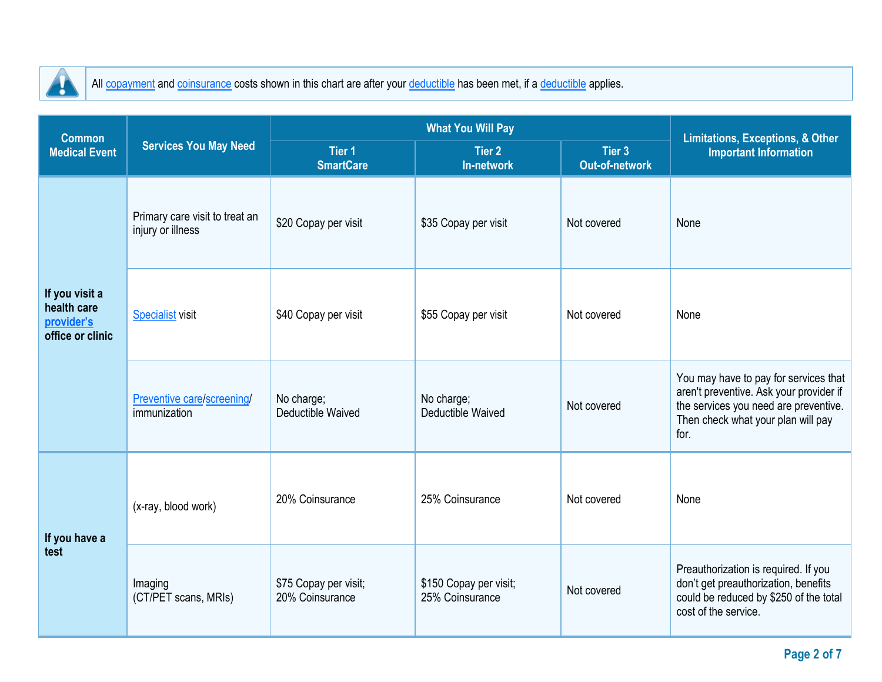All copayment and coinsurance costs shown in this chart are after your deductible has been met, if a deductible applies.

| Common Medical Event | Services You May Need | What You Will Pay | | | Limitations, Exceptions, & Other Important Information |
|---|---|---|---|---|---|
| | | Tier 1 SmartCare | Tier 2 In-network | Tier 3 Out-of-network | |
| If you visit a health care provider's office or clinic | Primary care visit to treat an injury or illness | $20 Copay per visit | $35 Copay per visit | Not covered | None |
| | Specialist visit | $40 Copay per visit | $55 Copay per visit | Not covered | None |
| | Preventive care/screening/ immunization | No charge; Deductible Waived | No charge; Deductible Waived | Not covered | You may have to pay for services that aren't preventive. Ask your provider if the services you need are preventive. Then check what your plan will pay for. |
| If you have a test | (x-ray, blood work) | 20% Coinsurance | 25% Coinsurance | Not covered | None |
| | Imaging (CT/PET scans, MRIs) | $75 Copay per visit; 20% Coinsurance | $150 Copay per visit; 25% Coinsurance | Not covered | Preauthorization is required. If you don't get preauthorization, benefits could be reduced by $250 of the total cost of the service. |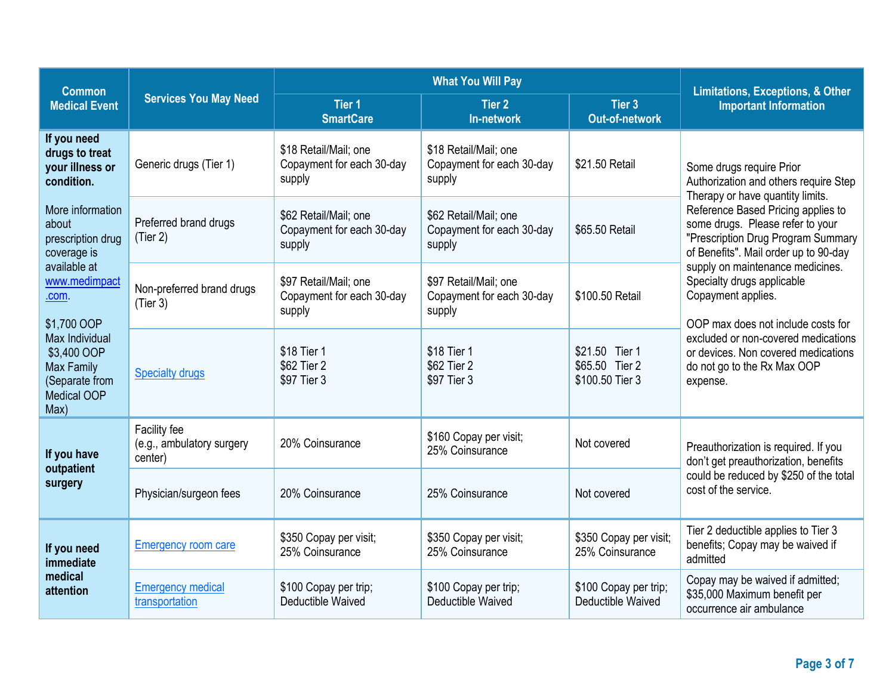| Common Medical Event | Services You May Need | What You Will Pay | | | Limitations, Exceptions, & Other Important Information |
|---|---|---|---|---|---|
| | | Tier 1 SmartCare | Tier 2 In-network | Tier 3 Out-of-network | |
| **If you need drugs to treat your illness or condition.** More information about prescription drug coverage is available at [www.medimpact.com](www.medimpact.com). $1,700 OOP Max Individual $3,400 OOP Max Family (Separate from Medical OOP Max) | Generic drugs (Tier 1) | $18 Retail/Mail; one Copayment for each 30-day supply | $18 Retail/Mail; one Copayment for each 30-day supply | $21.50 Retail | Some drugs require Prior Authorization and others require Step Therapy or have quantity limits. Reference Based Pricing applies to some drugs. Please refer to your "Prescription Drug Program Summary of Benefits". Mail order up to 90-day supply on maintenance medicines. Specialty drugs applicable Copayment applies. OOP max does not include costs for excluded or non-covered medications or devices. Non covered medications do not go to the Rx Max OOP expense. |
| | Preferred brand drugs (Tier 2) | $62 Retail/Mail; one Copayment for each 30-day supply | $62 Retail/Mail; one Copayment for each 30-day supply | $65.50 Retail | |
| | Non-preferred brand drugs (Tier 3) | $97 Retail/Mail; one Copayment for each 30-day supply | $97 Retail/Mail; one Copayment for each 30-day supply | $100.50 Retail | |
| | Specialty drugs | $18 Tier 1 $62 Tier 2 $97 Tier 3 | $18 Tier 1 $62 Tier 2 $97 Tier 3 | $21.50 Tier 1 $65.50 Tier 2 $100.50 Tier 3 | |
| **If you have outpatient surgery** | Facility fee (e.g., ambulatory surgery center) | 20% Coinsurance | $160 Copay per visit; 25% Coinsurance | Not covered | Preauthorization is required. If you don't get preauthorization, benefits could be reduced by $250 of the total cost of the service. |
| | Physician/surgeon fees | 20% Coinsurance | 25% Coinsurance | Not covered | |
| **If you need immediate medical attention** | Emergency room care | $350 Copay per visit; 25% Coinsurance | $350 Copay per visit; 25% Coinsurance | $350 Copay per visit; 25% Coinsurance | Tier 2 deductible applies to Tier 3 benefits; Copay may be waived if admitted |
| | Emergency medical transportation | $100 Copay per trip; Deductible Waived | $100 Copay per trip; Deductible Waived | $100 Copay per trip; Deductible Waived | Copay may be waived if admitted; $35,000 Maximum benefit per occurrence air ambulance |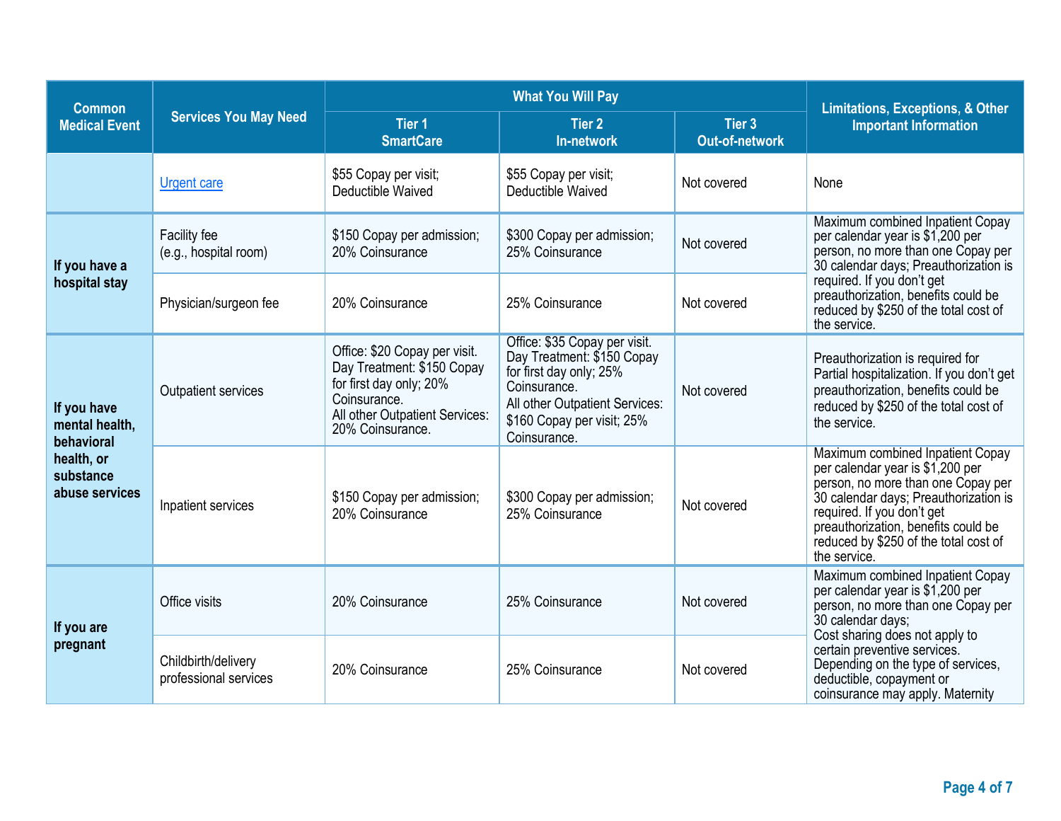| Common Medical Event | Services You May Need | What You Will Pay | | | Limitations, Exceptions, & Other Important Information |
|---|---|---|---|---|---|
| | | Tier 1 SmartCare | Tier 2 In-network | Tier 3 Out-of-network | |
| | Urgent care | $55 Copay per visit; Deductible Waived | $55 Copay per visit; Deductible Waived | Not covered | None |
| **If you have a hospital stay** | Facility fee (e.g., hospital room) | $150 Copay per admission; 20% Coinsurance | $300 Copay per admission; 25% Coinsurance | Not covered | Maximum combined Inpatient Copay per calendar year is $1,200 per person, no more than one Copay per 30 calendar days; Preauthorization is required. If you don't get preauthorization, benefits could be reduced by $250 of the total cost of the service. |
| | Physician/surgeon fee | 20% Coinsurance | 25% Coinsurance | Not covered | |
| **If you have mental health, behavioral health, or substance abuse services** | Outpatient services | Office: $20 Copay per visit. Day Treatment: $150 Copay for first day only; 20% Coinsurance. All other Outpatient Services: 20% Coinsurance. | Office: $35 Copay per visit. Day Treatment: $150 Copay for first day only; 25% Coinsurance. All other Outpatient Services: $160 Copay per visit; 25% Coinsurance. | Not covered | Preauthorization is required for Partial hospitalization. If you don't get preauthorization, benefits could be reduced by $250 of the total cost of the service. |
| | Inpatient services | $150 Copay per admission; 20% Coinsurance | $300 Copay per admission; 25% Coinsurance | Not covered | Maximum combined Inpatient Copay per calendar year is $1,200 per person, no more than one Copay per 30 calendar days; Preauthorization is required. If you don't get preauthorization, benefits could be reduced by $250 of the total cost of the service. |
| **If you are pregnant** | Office visits | 20% Coinsurance | 25% Coinsurance | Not covered | Maximum combined Inpatient Copay per calendar year is $1,200 per person, no more than one Copay per 30 calendar days; Cost sharing does not apply to certain preventive services. Depending on the type of services, deductible, copayment or coinsurance may apply. Maternity |
| | Childbirth/delivery professional services | 20% Coinsurance | 25% Coinsurance | Not covered | |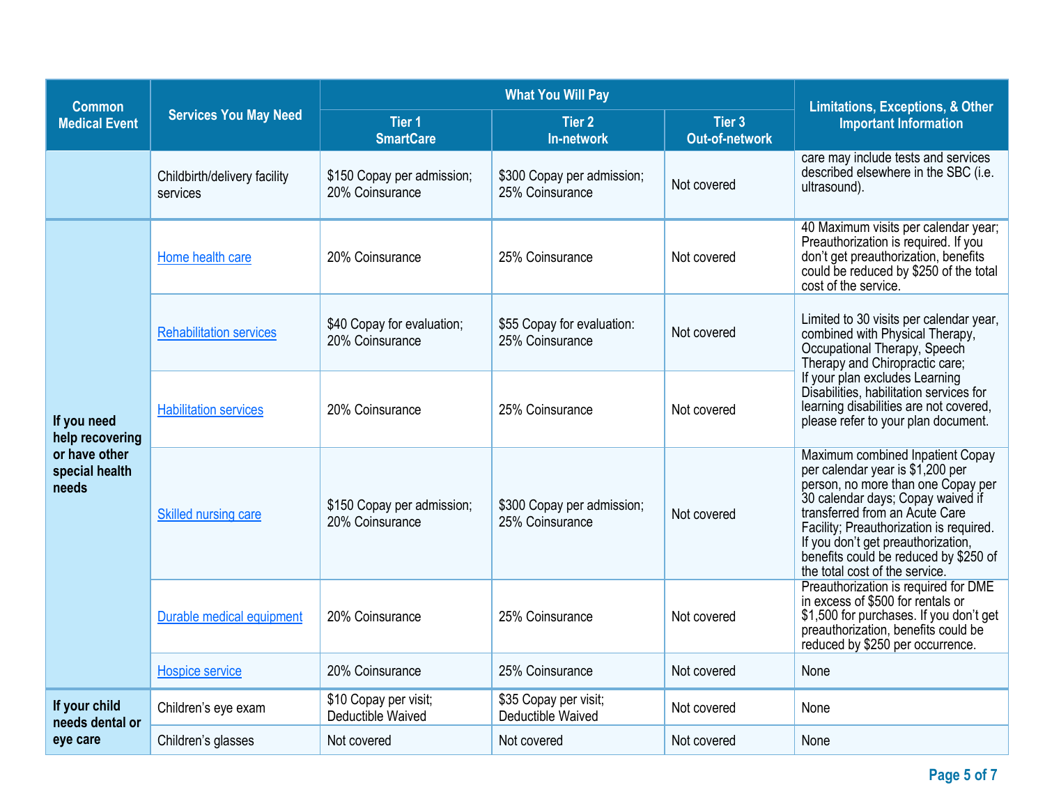| Common Medical Event | Services You May Need | What You Will Pay | | | Limitations, Exceptions, & Other Important Information |
|---|---|---|---|---|---|
| | | Tier 1 SmartCare | Tier 2 In-network | Tier 3 Out-of-network | |
| | Childbirth/delivery facility services | $150 Copay per admission; 20% Coinsurance | $300 Copay per admission; 25% Coinsurance | Not covered | care may include tests and services described elsewhere in the SBC (i.e. ultrasound). |
| **If you need help recovering or have other special health needs** | Home health care | 20% Coinsurance | 25% Coinsurance | Not covered | 40 Maximum visits per calendar year; Preauthorization is required. If you don't get preauthorization, benefits could be reduced by $250 of the total cost of the service. |
| | Rehabilitation services | $40 Copay for evaluation; 20% Coinsurance | $55 Copay for evaluation: 25% Coinsurance | Not covered | Limited to 30 visits per calendar year, combined with Physical Therapy, Occupational Therapy, Speech Therapy and Chiropractic care; If your plan excludes Learning Disabilities, habilitation services for learning disabilities are not covered, please refer to your plan document. |
| | Habilitation services | 20% Coinsurance | 25% Coinsurance | Not covered | |
| | Skilled nursing care | $150 Copay per admission; 20% Coinsurance | $300 Copay per admission; 25% Coinsurance | Not covered | Maximum combined Inpatient Copay per calendar year is $1,200 per person, no more than one Copay per 30 calendar days; Copay waived if transferred from an Acute Care Facility; Preauthorization is required. If you don't get preauthorization, benefits could be reduced by $250 of the total cost of the service. |
| | Durable medical equipment | 20% Coinsurance | 25% Coinsurance | Not covered | Preauthorization is required for DME in excess of $500 for rentals or $1,500 for purchases. If you don't get preauthorization, benefits could be reduced by $250 per occurrence. |
| | Hospice service | 20% Coinsurance | 25% Coinsurance | Not covered | None |
| **If your child needs dental or eye care** | Children's eye exam | $10 Copay per visit; Deductible Waived | $35 Copay per visit; Deductible Waived | Not covered | None |
| | Children's glasses | Not covered | Not covered | Not covered | None |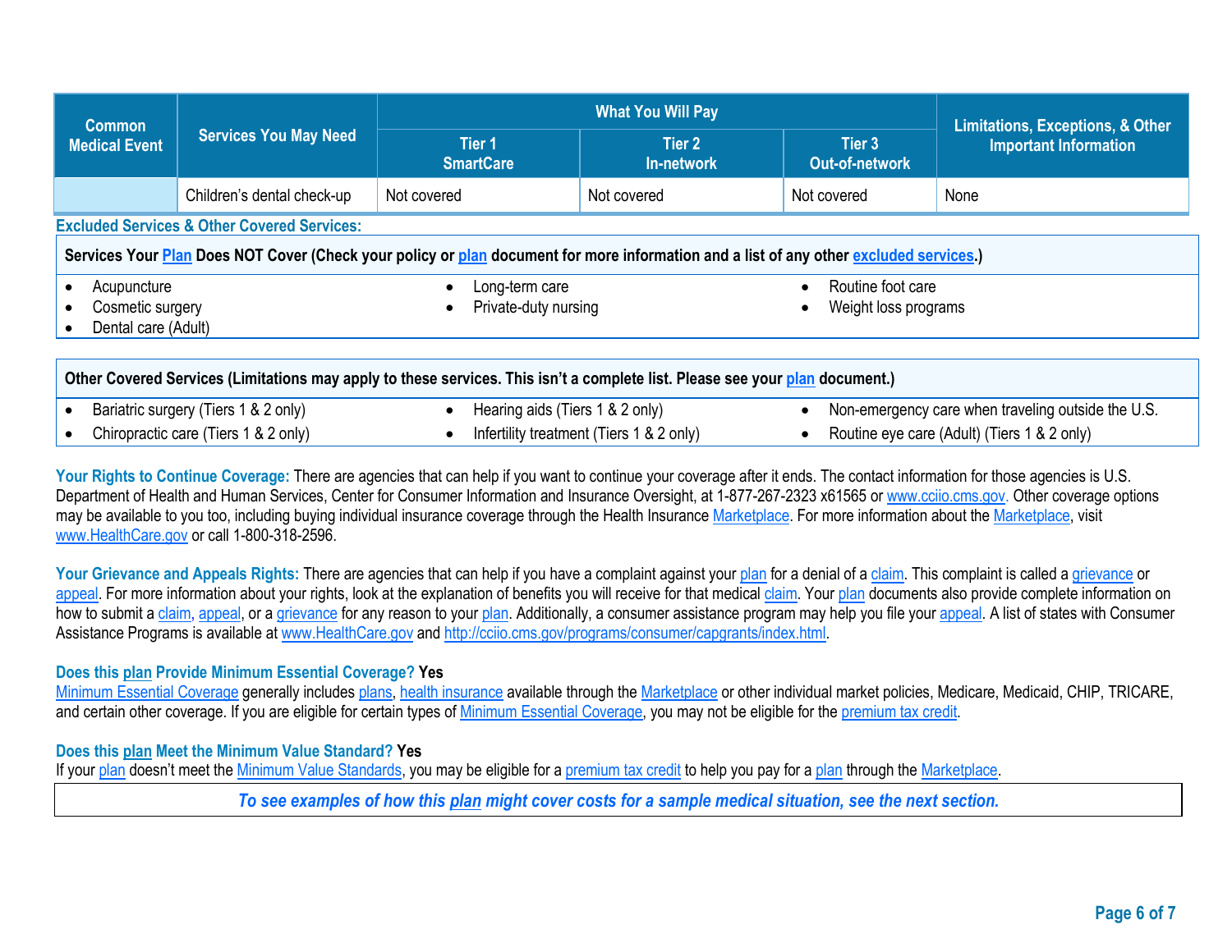| Common Medical Event | Services You May Need | What You Will Pay | | | Limitations, Exceptions, & Other Important Information |
|---|---|---|---|---|---|
| | | Tier 1 SmartCare | Tier 2 In-network | Tier 3 Out-of-network | |
| | Children's dental check-up | Not covered | Not covered | Not covered | None |

## Excluded Services & Other Covered Services:

**Services Your Plan Does NOT Cover (Check your policy or plan document for more information and a list of any other excluded services.)**

- Acupuncture
- Cosmetic surgery
- Dental care (Adult)
- Long-term care
- Private-duty nursing
- Routine foot care
- Weight loss programs

**Other Covered Services (Limitations may apply to these services. This isn't a complete list. Please see your plan document.)**

- Bariatric surgery (Tiers 1 & 2 only)
- Chiropractic care (Tiers 1 & 2 only)
- Hearing aids (Tiers 1 & 2 only)
- Infertility treatment (Tiers 1 & 2 only)
- Non-emergency care when traveling outside the U.S.
- Routine eye care (Adult) (Tiers 1 & 2 only)

**Your Rights to Continue Coverage:** There are agencies that can help if you want to continue your coverage after it ends. The contact information for those agencies is U.S. Department of Health and Human Services, Center for Consumer Information and Insurance Oversight, at 1-877-267-2323 x61565 or www.cciio.cms.gov. Other coverage options may be available to you too, including buying individual insurance coverage through the Health Insurance Marketplace. For more information about the Marketplace, visit www.HealthCare.gov or call 1-800-318-2596.

**Your Grievance and Appeals Rights:** There are agencies that can help if you have a complaint against your plan for a denial of a claim. This complaint is called a grievance or appeal. For more information about your rights, look at the explanation of benefits you will receive for that medical claim. Your plan documents also provide complete information on how to submit a claim, appeal, or a grievance for any reason to your plan. Additionally, a consumer assistance program may help you file your appeal. A list of states with Consumer Assistance Programs is available at www.HealthCare.gov and http://cciio.cms.gov/programs/consumer/capgrants/index.html.

**Does this plan Provide Minimum Essential Coverage? Yes**

Minimum Essential Coverage generally includes plans, health insurance available through the Marketplace or other individual market policies, Medicare, Medicaid, CHIP, TRICARE, and certain other coverage. If you are eligible for certain types of Minimum Essential Coverage, you may not be eligible for the premium tax credit.

**Does this plan Meet the Minimum Value Standard? Yes**

If your plan doesn't meet the Minimum Value Standards, you may be eligible for a premium tax credit to help you pay for a plan through the Marketplace.

***To see examples of how this plan might cover costs for a sample medical situation, see the next section.***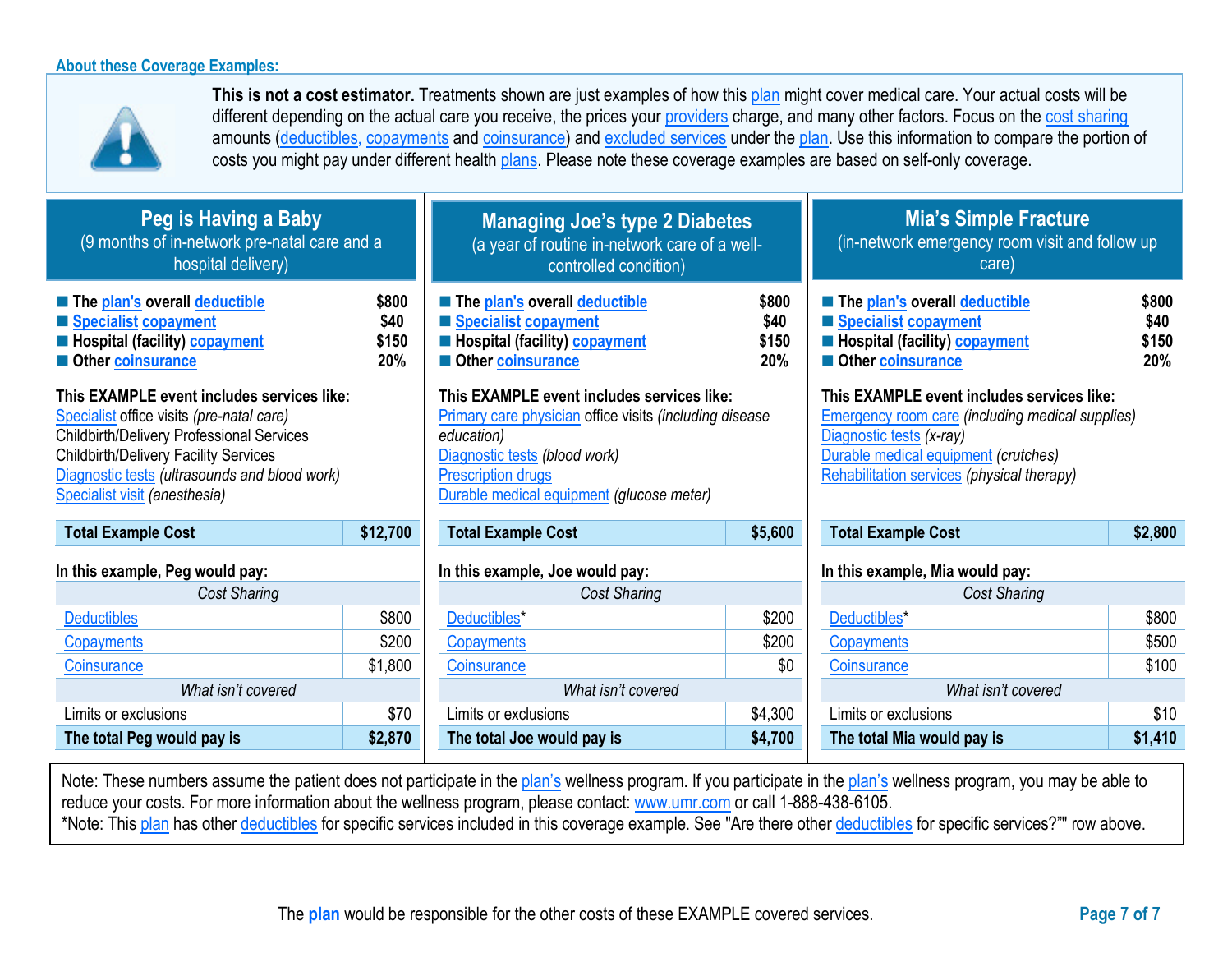**About these Coverage Examples:**

**This is not a cost estimator.** Treatments shown are just examples of how this plan might cover medical care. Your actual costs will be different depending on the actual care you receive, the prices your providers charge, and many other factors. Focus on the cost sharing amounts (deductibles, copayments and coinsurance) and excluded services under the plan. Use this information to compare the portion of costs you might pay under different health plans. Please note these coverage examples are based on self-only coverage.

## Peg is Having a Baby

(9 months of in-network pre-natal care and a hospital delivery)

| | |
|---|---|
| **The plan's overall deductible** | **$800** |
| **Specialist copayment** | **$40** |
| **Hospital (facility) copayment** | **$150** |
| **Other coinsurance** | **20%** |

**This EXAMPLE event includes services like:**
Specialist office visits *(pre-natal care)*
Childbirth/Delivery Professional Services
Childbirth/Delivery Facility Services
Diagnostic tests *(ultrasounds and blood work)*
Specialist visit *(anesthesia)*

| | |
|---|---|
| **Total Example Cost** | **$12,700** |

**In this example, Peg would pay:**

| *Cost Sharing* | |
|---|---|
| Deductibles | $800 |
| Copayments | $200 |
| Coinsurance | $1,800 |
| *What isn't covered* | |
| Limits or exclusions | $70 |
| **The total Peg would pay is** | **$2,870** |

## Managing Joe's type 2 Diabetes

(a year of routine in-network care of a well-controlled condition)

| | |
|---|---|
| **The plan's overall deductible** | **$800** |
| **Specialist copayment** | **$40** |
| **Hospital (facility) copayment** | **$150** |
| **Other coinsurance** | **20%** |

**This EXAMPLE event includes services like:**
Primary care physician office visits *(including disease education)*
Diagnostic tests *(blood work)*
Prescription drugs
Durable medical equipment *(glucose meter)*

| | |
|---|---|
| **Total Example Cost** | **$5,600** |

**In this example, Joe would pay:**

| *Cost Sharing* | |
|---|---|
| Deductibles* | $200 |
| Copayments | $200 |
| Coinsurance | $0 |
| *What isn't covered* | |
| Limits or exclusions | $4,300 |
| **The total Joe would pay is** | **$4,700** |

## Mia's Simple Fracture

(in-network emergency room visit and follow up care)

| | |
|---|---|
| **The plan's overall deductible** | **$800** |
| **Specialist copayment** | **$40** |
| **Hospital (facility) copayment** | **$150** |
| **Other coinsurance** | **20%** |

**This EXAMPLE event includes services like:**
Emergency room care *(including medical supplies)*
Diagnostic tests *(x-ray)*
Durable medical equipment *(crutches)*
Rehabilitation services *(physical therapy)*

| | |
|---|---|
| **Total Example Cost** | **$2,800** |

**In this example, Mia would pay:**

| *Cost Sharing* | |
|---|---|
| Deductibles* | $800 |
| Copayments | $500 |
| Coinsurance | $100 |
| *What isn't covered* | |
| Limits or exclusions | $10 |
| **The total Mia would pay is** | **$1,410** |

Note: These numbers assume the patient does not participate in the plan's wellness program. If you participate in the plan's wellness program, you may be able to reduce your costs. For more information about the wellness program, please contact: www.umr.com or call 1-888-438-6105.
*Note: This plan has other deductibles for specific services included in this coverage example. See "Are there other deductibles for specific services?"" row above.

The **plan** would be responsible for the other costs of these EXAMPLE covered services.